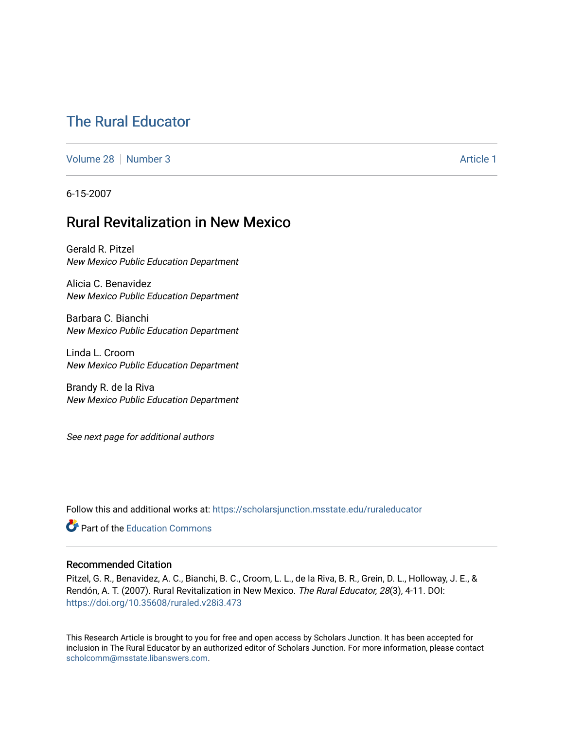# The Rural Educator

Volume 28 | Number 3 | Article 1

6-15-2007

## Rural Revitalization in New Mexico

Gerald R. Pitzel
*New Mexico Public Education Department*

Alicia C. Benavidez
*New Mexico Public Education Department*

Barbara C. Bianchi
*New Mexico Public Education Department*

Linda L. Croom
*New Mexico Public Education Department*

Brandy R. de la Riva
*New Mexico Public Education Department*

*See next page for additional authors*

Follow this and additional works at: https://scholarsjunction.msstate.edu/ruraleducator

Part of the Education Commons

### Recommended Citation

Pitzel, G. R., Benavidez, A. C., Bianchi, B. C., Croom, L. L., de la Riva, B. R., Grein, D. L., Holloway, J. E., & Rendón, A. T. (2007). Rural Revitalization in New Mexico. *The Rural Educator, 28*(3), 4-11. DOI: https://doi.org/10.35608/ruraled.v28i3.473

This Research Article is brought to you for free and open access by Scholars Junction. It has been accepted for inclusion in The Rural Educator by an authorized editor of Scholars Junction. For more information, please contact scholcomm@msstate.libanswers.com.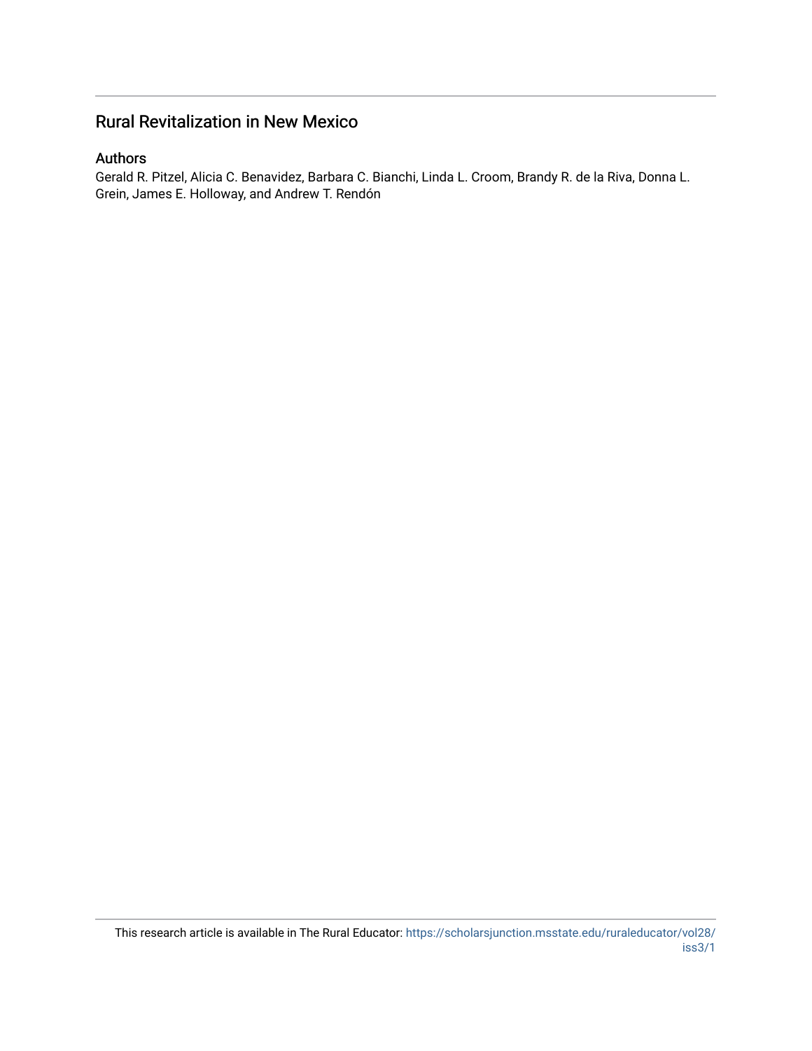## Rural Revitalization in New Mexico

### Authors

Gerald R. Pitzel, Alicia C. Benavidez, Barbara C. Bianchi, Linda L. Croom, Brandy R. de la Riva, Donna L. Grein, James E. Holloway, and Andrew T. Rendón

This research article is available in The Rural Educator: https://scholarsjunction.msstate.edu/ruraleducator/vol28/iss3/1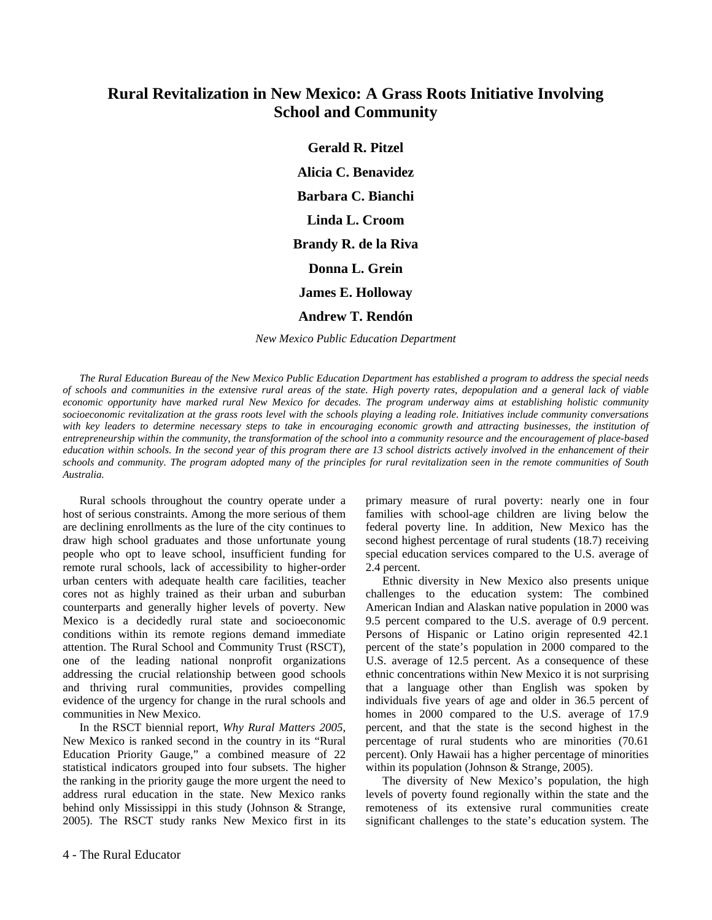# Rural Revitalization in New Mexico: A Grass Roots Initiative Involving School and Community

**Gerald R. Pitzel**

**Alicia C. Benavidez**

**Barbara C. Bianchi**

**Linda L. Croom**

**Brandy R. de la Riva**

**Donna L. Grein**

**James E. Holloway**

**Andrew T. Rendón**

*New Mexico Public Education Department*

*The Rural Education Bureau of the New Mexico Public Education Department has established a program to address the special needs of schools and communities in the extensive rural areas of the state. High poverty rates, depopulation and a general lack of viable economic opportunity have marked rural New Mexico for decades. The program underway aims at establishing holistic community socioeconomic revitalization at the grass roots level with the schools playing a leading role. Initiatives include community conversations with key leaders to determine necessary steps to take in encouraging economic growth and attracting businesses, the institution of entrepreneurship within the community, the transformation of the school into a community resource and the encouragement of place-based education within schools. In the second year of this program there are 13 school districts actively involved in the enhancement of their schools and community. The program adopted many of the principles for rural revitalization seen in the remote communities of South Australia.*

Rural schools throughout the country operate under a host of serious constraints. Among the more serious of them are declining enrollments as the lure of the city continues to draw high school graduates and those unfortunate young people who opt to leave school, insufficient funding for remote rural schools, lack of accessibility to higher-order urban centers with adequate health care facilities, teacher cores not as highly trained as their urban and suburban counterparts and generally higher levels of poverty. New Mexico is a decidedly rural state and socioeconomic conditions within its remote regions demand immediate attention. The Rural School and Community Trust (RSCT), one of the leading national nonprofit organizations addressing the crucial relationship between good schools and thriving rural communities, provides compelling evidence of the urgency for change in the rural schools and communities in New Mexico.

In the RSCT biennial report, *Why Rural Matters 2005*, New Mexico is ranked second in the country in its "Rural Education Priority Gauge," a combined measure of 22 statistical indicators grouped into four subsets. The higher the ranking in the priority gauge the more urgent the need to address rural education in the state. New Mexico ranks behind only Mississippi in this study (Johnson & Strange, 2005). The RSCT study ranks New Mexico first in its primary measure of rural poverty: nearly one in four families with school-age children are living below the federal poverty line. In addition, New Mexico has the second highest percentage of rural students (18.7) receiving special education services compared to the U.S. average of 2.4 percent.

Ethnic diversity in New Mexico also presents unique challenges to the education system: The combined American Indian and Alaskan native population in 2000 was 9.5 percent compared to the U.S. average of 0.9 percent. Persons of Hispanic or Latino origin represented 42.1 percent of the state's population in 2000 compared to the U.S. average of 12.5 percent. As a consequence of these ethnic concentrations within New Mexico it is not surprising that a language other than English was spoken by individuals five years of age and older in 36.5 percent of homes in 2000 compared to the U.S. average of 17.9 percent, and that the state is the second highest in the percentage of rural students who are minorities (70.61 percent). Only Hawaii has a higher percentage of minorities within its population (Johnson & Strange, 2005).

The diversity of New Mexico's population, the high levels of poverty found regionally within the state and the remoteness of its extensive rural communities create significant challenges to the state's education system. The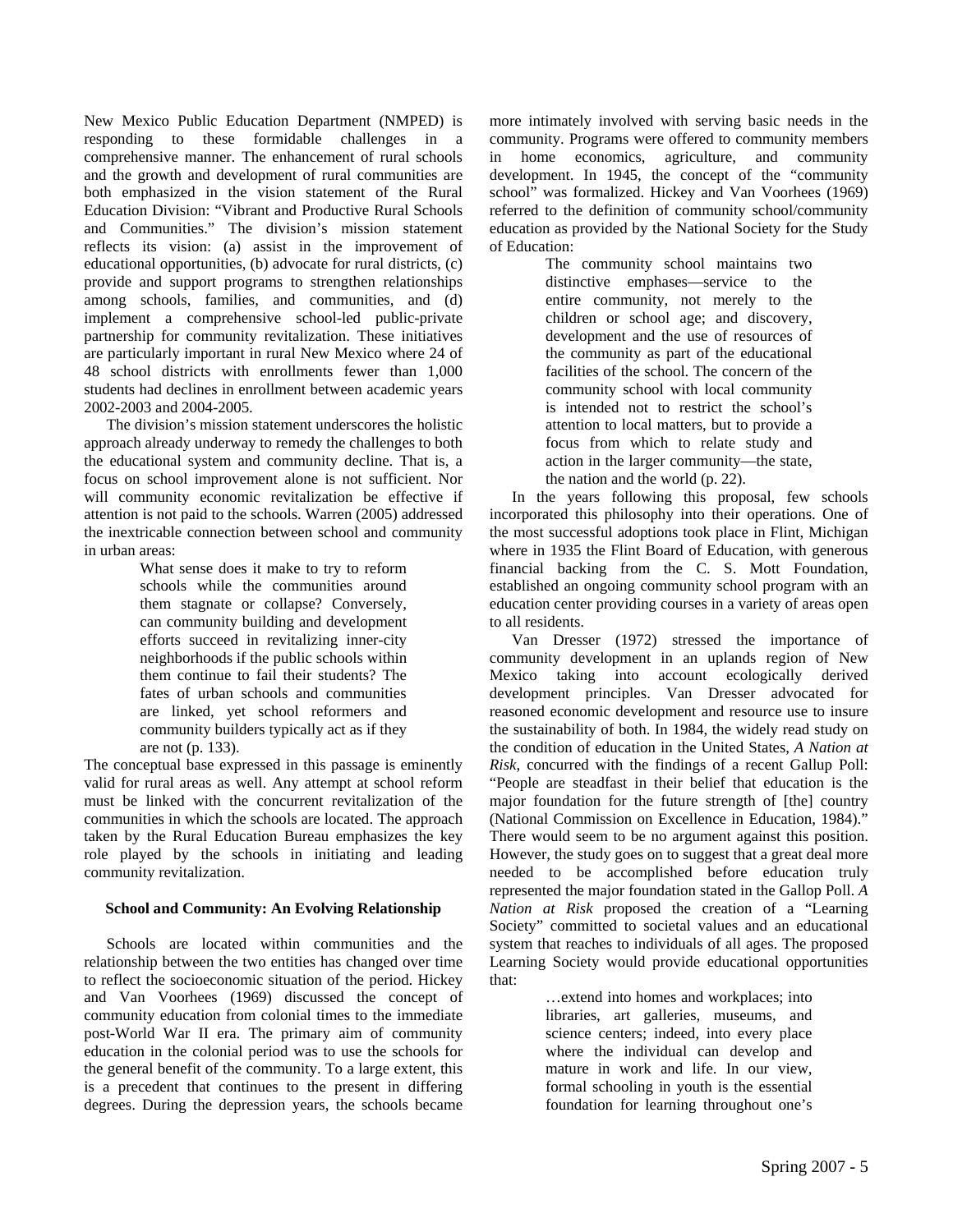New Mexico Public Education Department (NMPED) is responding to these formidable challenges in a comprehensive manner. The enhancement of rural schools and the growth and development of rural communities are both emphasized in the vision statement of the Rural Education Division: "Vibrant and Productive Rural Schools and Communities." The division's mission statement reflects its vision: (a) assist in the improvement of educational opportunities, (b) advocate for rural districts, (c) provide and support programs to strengthen relationships among schools, families, and communities, and (d) implement a comprehensive school-led public-private partnership for community revitalization. These initiatives are particularly important in rural New Mexico where 24 of 48 school districts with enrollments fewer than 1,000 students had declines in enrollment between academic years 2002-2003 and 2004-2005.

The division's mission statement underscores the holistic approach already underway to remedy the challenges to both the educational system and community decline. That is, a focus on school improvement alone is not sufficient. Nor will community economic revitalization be effective if attention is not paid to the schools. Warren (2005) addressed the inextricable connection between school and community in urban areas:

> What sense does it make to try to reform schools while the communities around them stagnate or collapse? Conversely, can community building and development efforts succeed in revitalizing inner-city neighborhoods if the public schools within them continue to fail their students? The fates of urban schools and communities are linked, yet school reformers and community builders typically act as if they are not (p. 133).

The conceptual base expressed in this passage is eminently valid for rural areas as well. Any attempt at school reform must be linked with the concurrent revitalization of the communities in which the schools are located. The approach taken by the Rural Education Bureau emphasizes the key role played by the schools in initiating and leading community revitalization.

### School and Community: An Evolving Relationship

Schools are located within communities and the relationship between the two entities has changed over time to reflect the socioeconomic situation of the period. Hickey and Van Voorhees (1969) discussed the concept of community education from colonial times to the immediate post-World War II era. The primary aim of community education in the colonial period was to use the schools for the general benefit of the community. To a large extent, this is a precedent that continues to the present in differing degrees. During the depression years, the schools became more intimately involved with serving basic needs in the community. Programs were offered to community members in home economics, agriculture, and community development. In 1945, the concept of the "community school" was formalized. Hickey and Van Voorhees (1969) referred to the definition of community school/community education as provided by the National Society for the Study of Education:

> The community school maintains two distinctive emphases—service to the entire community, not merely to the children or school age; and discovery, development and the use of resources of the community as part of the educational facilities of the school. The concern of the community school with local community is intended not to restrict the school's attention to local matters, but to provide a focus from which to relate study and action in the larger community—the state, the nation and the world (p. 22).

In the years following this proposal, few schools incorporated this philosophy into their operations. One of the most successful adoptions took place in Flint, Michigan where in 1935 the Flint Board of Education, with generous financial backing from the C. S. Mott Foundation, established an ongoing community school program with an education center providing courses in a variety of areas open to all residents.

Van Dresser (1972) stressed the importance of community development in an uplands region of New Mexico taking into account ecologically derived development principles. Van Dresser advocated for reasoned economic development and resource use to insure the sustainability of both. In 1984, the widely read study on the condition of education in the United States, *A Nation at Risk*, concurred with the findings of a recent Gallup Poll: "People are steadfast in their belief that education is the major foundation for the future strength of [the] country (National Commission on Excellence in Education, 1984)." There would seem to be no argument against this position. However, the study goes on to suggest that a great deal more needed to be accomplished before education truly represented the major foundation stated in the Gallop Poll. *A Nation at Risk* proposed the creation of a "Learning Society" committed to societal values and an educational system that reaches to individuals of all ages. The proposed Learning Society would provide educational opportunities that:

> …extend into homes and workplaces; into libraries, art galleries, museums, and science centers; indeed, into every place where the individual can develop and mature in work and life. In our view, formal schooling in youth is the essential foundation for learning throughout one's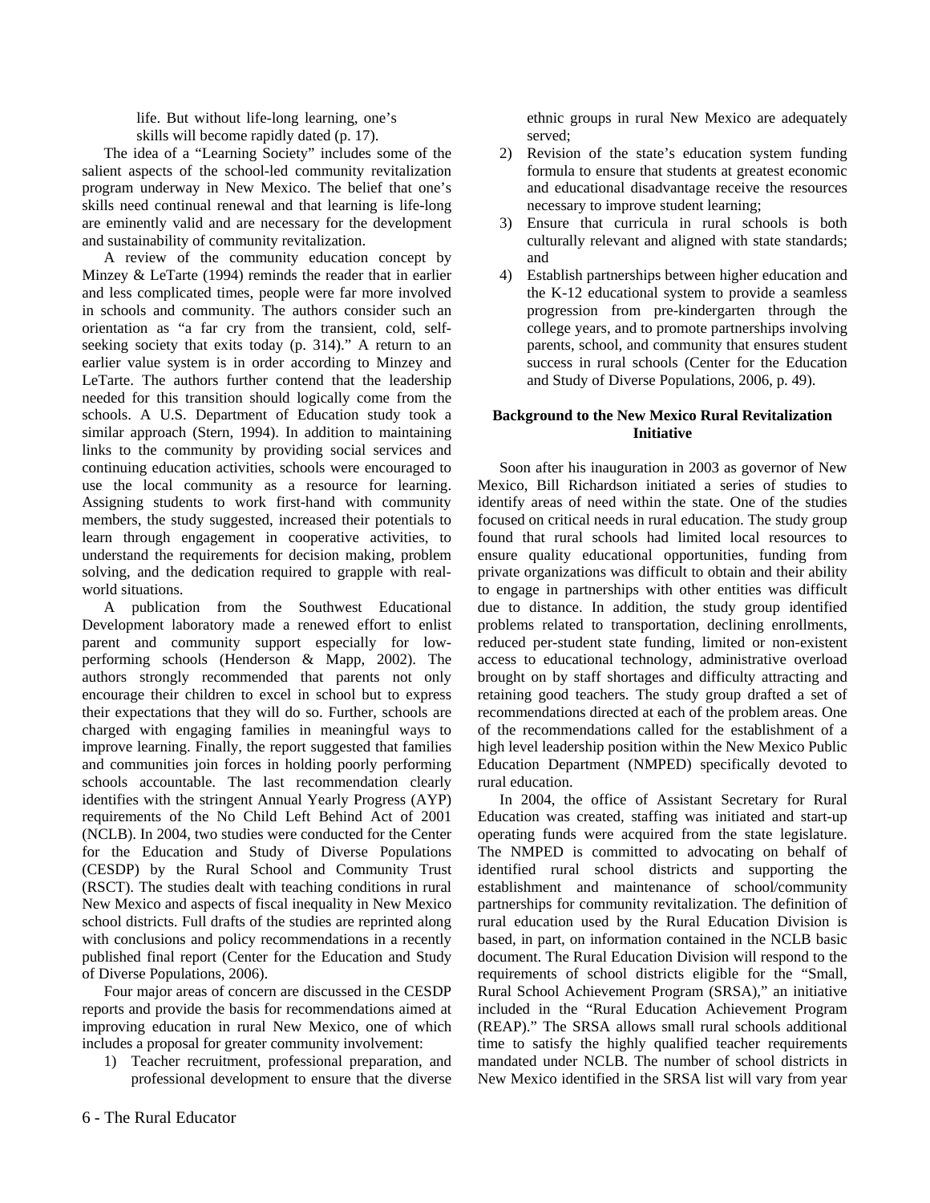life. But without life-long learning, one's skills will become rapidly dated (p. 17).

The idea of a "Learning Society" includes some of the salient aspects of the school-led community revitalization program underway in New Mexico. The belief that one's skills need continual renewal and that learning is life-long are eminently valid and are necessary for the development and sustainability of community revitalization.

A review of the community education concept by Minzey & LeTarte (1994) reminds the reader that in earlier and less complicated times, people were far more involved in schools and community. The authors consider such an orientation as "a far cry from the transient, cold, self-seeking society that exits today (p. 314)." A return to an earlier value system is in order according to Minzey and LeTarte. The authors further contend that the leadership needed for this transition should logically come from the schools. A U.S. Department of Education study took a similar approach (Stern, 1994). In addition to maintaining links to the community by providing social services and continuing education activities, schools were encouraged to use the local community as a resource for learning. Assigning students to work first-hand with community members, the study suggested, increased their potentials to learn through engagement in cooperative activities, to understand the requirements for decision making, problem solving, and the dedication required to grapple with real-world situations.

A publication from the Southwest Educational Development laboratory made a renewed effort to enlist parent and community support especially for low-performing schools (Henderson & Mapp, 2002). The authors strongly recommended that parents not only encourage their children to excel in school but to express their expectations that they will do so. Further, schools are charged with engaging families in meaningful ways to improve learning. Finally, the report suggested that families and communities join forces in holding poorly performing schools accountable. The last recommendation clearly identifies with the stringent Annual Yearly Progress (AYP) requirements of the No Child Left Behind Act of 2001 (NCLB). In 2004, two studies were conducted for the Center for the Education and Study of Diverse Populations (CESDP) by the Rural School and Community Trust (RSCT). The studies dealt with teaching conditions in rural New Mexico and aspects of fiscal inequality in New Mexico school districts. Full drafts of the studies are reprinted along with conclusions and policy recommendations in a recently published final report (Center for the Education and Study of Diverse Populations, 2006).

Four major areas of concern are discussed in the CESDP reports and provide the basis for recommendations aimed at improving education in rural New Mexico, one of which includes a proposal for greater community involvement:

1) Teacher recruitment, professional preparation, and professional development to ensure that the diverse ethnic groups in rural New Mexico are adequately served;
2) Revision of the state's education system funding formula to ensure that students at greatest economic and educational disadvantage receive the resources necessary to improve student learning;
3) Ensure that curricula in rural schools is both culturally relevant and aligned with state standards; and
4) Establish partnerships between higher education and the K-12 educational system to provide a seamless progression from pre-kindergarten through the college years, and to promote partnerships involving parents, school, and community that ensures student success in rural schools (Center for the Education and Study of Diverse Populations, 2006, p. 49).

### Background to the New Mexico Rural Revitalization Initiative

Soon after his inauguration in 2003 as governor of New Mexico, Bill Richardson initiated a series of studies to identify areas of need within the state. One of the studies focused on critical needs in rural education. The study group found that rural schools had limited local resources to ensure quality educational opportunities, funding from private organizations was difficult to obtain and their ability to engage in partnerships with other entities was difficult due to distance. In addition, the study group identified problems related to transportation, declining enrollments, reduced per-student state funding, limited or non-existent access to educational technology, administrative overload brought on by staff shortages and difficulty attracting and retaining good teachers. The study group drafted a set of recommendations directed at each of the problem areas. One of the recommendations called for the establishment of a high level leadership position within the New Mexico Public Education Department (NMPED) specifically devoted to rural education.

In 2004, the office of Assistant Secretary for Rural Education was created, staffing was initiated and start-up operating funds were acquired from the state legislature. The NMPED is committed to advocating on behalf of identified rural school districts and supporting the establishment and maintenance of school/community partnerships for community revitalization. The definition of rural education used by the Rural Education Division is based, in part, on information contained in the NCLB basic document. The Rural Education Division will respond to the requirements of school districts eligible for the "Small, Rural School Achievement Program (SRSA)," an initiative included in the "Rural Education Achievement Program (REAP)." The SRSA allows small rural schools additional time to satisfy the highly qualified teacher requirements mandated under NCLB. The number of school districts in New Mexico identified in the SRSA list will vary from year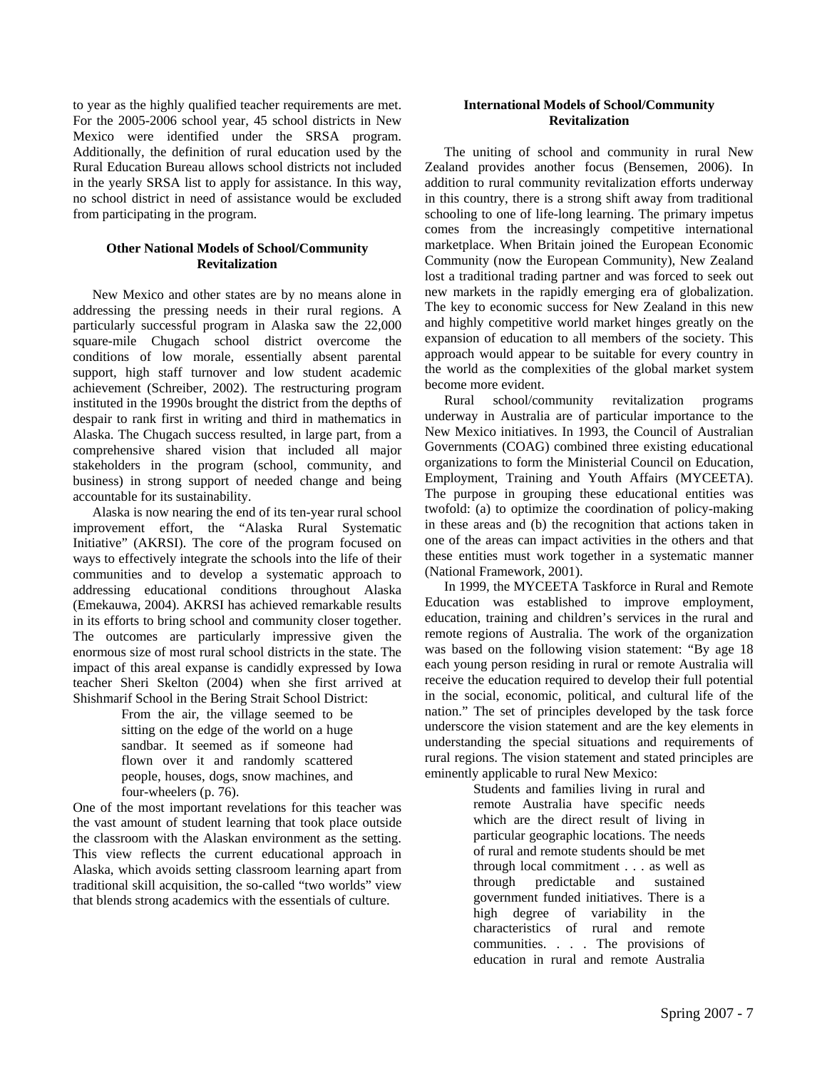to year as the highly qualified teacher requirements are met. For the 2005-2006 school year, 45 school districts in New Mexico were identified under the SRSA program. Additionally, the definition of rural education used by the Rural Education Bureau allows school districts not included in the yearly SRSA list to apply for assistance. In this way, no school district in need of assistance would be excluded from participating in the program.

### Other National Models of School/Community Revitalization

New Mexico and other states are by no means alone in addressing the pressing needs in their rural regions. A particularly successful program in Alaska saw the 22,000 square-mile Chugach school district overcome the conditions of low morale, essentially absent parental support, high staff turnover and low student academic achievement (Schreiber, 2002). The restructuring program instituted in the 1990s brought the district from the depths of despair to rank first in writing and third in mathematics in Alaska. The Chugach success resulted, in large part, from a comprehensive shared vision that included all major stakeholders in the program (school, community, and business) in strong support of needed change and being accountable for its sustainability.

Alaska is now nearing the end of its ten-year rural school improvement effort, the "Alaska Rural Systematic Initiative" (AKRSI). The core of the program focused on ways to effectively integrate the schools into the life of their communities and to develop a systematic approach to addressing educational conditions throughout Alaska (Emekauwa, 2004). AKRSI has achieved remarkable results in its efforts to bring school and community closer together. The outcomes are particularly impressive given the enormous size of most rural school districts in the state. The impact of this areal expanse is candidly expressed by Iowa teacher Sheri Skelton (2004) when she first arrived at Shishmarif School in the Bering Strait School District:

> From the air, the village seemed to be sitting on the edge of the world on a huge sandbar. It seemed as if someone had flown over it and randomly scattered people, houses, dogs, snow machines, and four-wheelers (p. 76).

One of the most important revelations for this teacher was the vast amount of student learning that took place outside the classroom with the Alaskan environment as the setting. This view reflects the current educational approach in Alaska, which avoids setting classroom learning apart from traditional skill acquisition, the so-called "two worlds" view that blends strong academics with the essentials of culture.

### International Models of School/Community Revitalization

The uniting of school and community in rural New Zealand provides another focus (Bensemen, 2006). In addition to rural community revitalization efforts underway in this country, there is a strong shift away from traditional schooling to one of life-long learning. The primary impetus comes from the increasingly competitive international marketplace. When Britain joined the European Economic Community (now the European Community), New Zealand lost a traditional trading partner and was forced to seek out new markets in the rapidly emerging era of globalization. The key to economic success for New Zealand in this new and highly competitive world market hinges greatly on the expansion of education to all members of the society. This approach would appear to be suitable for every country in the world as the complexities of the global market system become more evident.

Rural school/community revitalization programs underway in Australia are of particular importance to the New Mexico initiatives. In 1993, the Council of Australian Governments (COAG) combined three existing educational organizations to form the Ministerial Council on Education, Employment, Training and Youth Affairs (MYCEETA). The purpose in grouping these educational entities was twofold: (a) to optimize the coordination of policy-making in these areas and (b) the recognition that actions taken in one of the areas can impact activities in the others and that these entities must work together in a systematic manner (National Framework, 2001).

In 1999, the MYCEETA Taskforce in Rural and Remote Education was established to improve employment, education, training and children's services in the rural and remote regions of Australia. The work of the organization was based on the following vision statement: "By age 18 each young person residing in rural or remote Australia will receive the education required to develop their full potential in the social, economic, political, and cultural life of the nation." The set of principles developed by the task force underscore the vision statement and are the key elements in understanding the special situations and requirements of rural regions. The vision statement and stated principles are eminently applicable to rural New Mexico:

> Students and families living in rural and remote Australia have specific needs which are the direct result of living in particular geographic locations. The needs of rural and remote students should be met through local commitment . . . as well as through predictable and sustained government funded initiatives. There is a high degree of variability in the characteristics of rural and remote communities. . . . The provisions of education in rural and remote Australia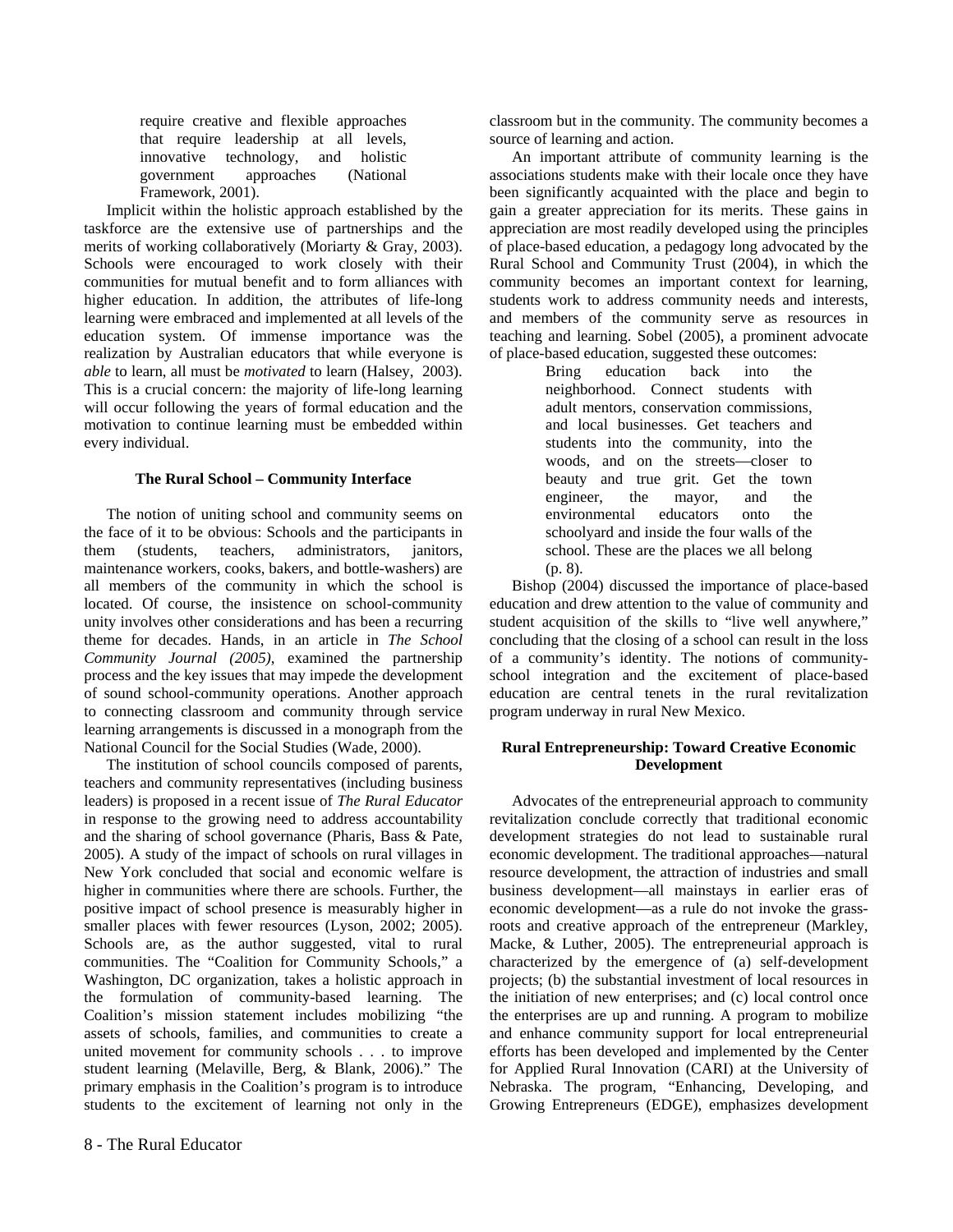> require creative and flexible approaches that require leadership at all levels, innovative technology, and holistic government approaches (National Framework, 2001).

Implicit within the holistic approach established by the taskforce are the extensive use of partnerships and the merits of working collaboratively (Moriarty & Gray, 2003). Schools were encouraged to work closely with their communities for mutual benefit and to form alliances with higher education. In addition, the attributes of life-long learning were embraced and implemented at all levels of the education system. Of immense importance was the realization by Australian educators that while everyone is *able* to learn, all must be *motivated* to learn (Halsey, 2003). This is a crucial concern: the majority of life-long learning will occur following the years of formal education and the motivation to continue learning must be embedded within every individual.

### The Rural School – Community Interface

The notion of uniting school and community seems on the face of it to be obvious: Schools and the participants in them (students, teachers, administrators, janitors, maintenance workers, cooks, bakers, and bottle-washers) are all members of the community in which the school is located. Of course, the insistence on school-community unity involves other considerations and has been a recurring theme for decades. Hands, in an article in *The School Community Journal (2005)*, examined the partnership process and the key issues that may impede the development of sound school-community operations. Another approach to connecting classroom and community through service learning arrangements is discussed in a monograph from the National Council for the Social Studies (Wade, 2000).

The institution of school councils composed of parents, teachers and community representatives (including business leaders) is proposed in a recent issue of *The Rural Educator* in response to the growing need to address accountability and the sharing of school governance (Pharis, Bass & Pate, 2005). A study of the impact of schools on rural villages in New York concluded that social and economic welfare is higher in communities where there are schools. Further, the positive impact of school presence is measurably higher in smaller places with fewer resources (Lyson, 2002; 2005). Schools are, as the author suggested, vital to rural communities. The "Coalition for Community Schools," a Washington, DC organization, takes a holistic approach in the formulation of community-based learning. The Coalition's mission statement includes mobilizing "the assets of schools, families, and communities to create a united movement for community schools . . . to improve student learning (Melaville, Berg, & Blank, 2006)." The primary emphasis in the Coalition's program is to introduce students to the excitement of learning not only in the classroom but in the community. The community becomes a source of learning and action.

An important attribute of community learning is the associations students make with their locale once they have been significantly acquainted with the place and begin to gain a greater appreciation for its merits. These gains in appreciation are most readily developed using the principles of place-based education, a pedagogy long advocated by the Rural School and Community Trust (2004), in which the community becomes an important context for learning, students work to address community needs and interests, and members of the community serve as resources in teaching and learning. Sobel (2005), a prominent advocate of place-based education, suggested these outcomes:

> Bring education back into the neighborhood. Connect students with adult mentors, conservation commissions, and local businesses. Get teachers and students into the community, into the woods, and on the streets—closer to beauty and true grit. Get the town engineer, the mayor, and the environmental educators onto the schoolyard and inside the four walls of the school. These are the places we all belong (p. 8).

Bishop (2004) discussed the importance of place-based education and drew attention to the value of community and student acquisition of the skills to "live well anywhere," concluding that the closing of a school can result in the loss of a community's identity. The notions of community-school integration and the excitement of place-based education are central tenets in the rural revitalization program underway in rural New Mexico.

### Rural Entrepreneurship: Toward Creative Economic Development

Advocates of the entrepreneurial approach to community revitalization conclude correctly that traditional economic development strategies do not lead to sustainable rural economic development. The traditional approaches—natural resource development, the attraction of industries and small business development—all mainstays in earlier eras of economic development—as a rule do not invoke the grass-roots and creative approach of the entrepreneur (Markley, Macke, & Luther, 2005). The entrepreneurial approach is characterized by the emergence of (a) self-development projects; (b) the substantial investment of local resources in the initiation of new enterprises; and (c) local control once the enterprises are up and running. A program to mobilize and enhance community support for local entrepreneurial efforts has been developed and implemented by the Center for Applied Rural Innovation (CARI) at the University of Nebraska. The program, "Enhancing, Developing, and Growing Entrepreneurs (EDGE), emphasizes development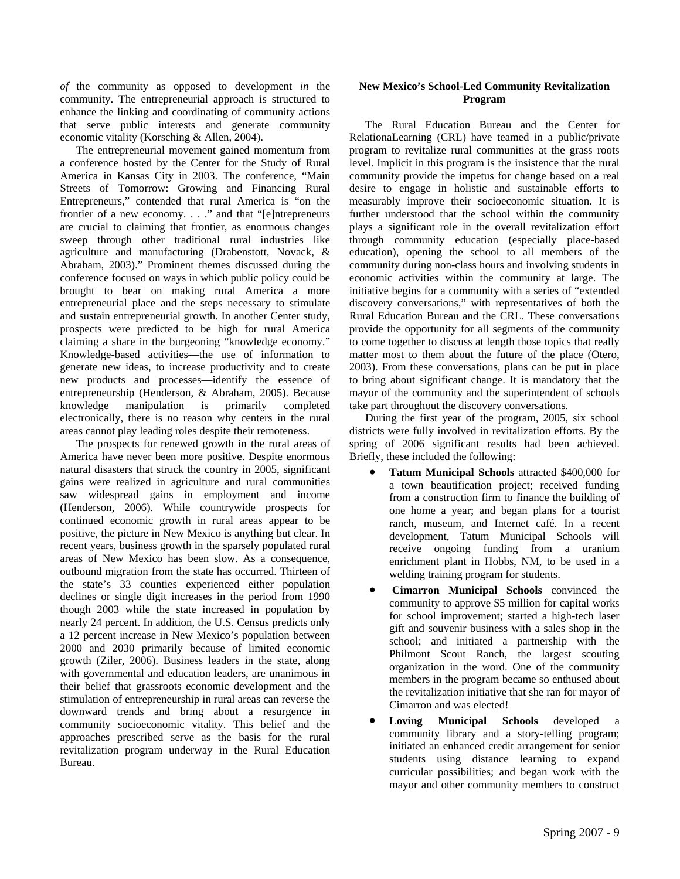*of* the community as opposed to development *in* the community. The entrepreneurial approach is structured to enhance the linking and coordinating of community actions that serve public interests and generate community economic vitality (Korsching & Allen, 2004).

The entrepreneurial movement gained momentum from a conference hosted by the Center for the Study of Rural America in Kansas City in 2003. The conference, "Main Streets of Tomorrow: Growing and Financing Rural Entrepreneurs," contended that rural America is "on the frontier of a new economy. . . ." and that "[e]ntrepreneurs are crucial to claiming that frontier, as enormous changes sweep through other traditional rural industries like agriculture and manufacturing (Drabenstott, Novack, & Abraham, 2003)." Prominent themes discussed during the conference focused on ways in which public policy could be brought to bear on making rural America a more entrepreneurial place and the steps necessary to stimulate and sustain entrepreneurial growth. In another Center study, prospects were predicted to be high for rural America claiming a share in the burgeoning "knowledge economy." Knowledge-based activities—the use of information to generate new ideas, to increase productivity and to create new products and processes—identify the essence of entrepreneurship (Henderson, & Abraham, 2005). Because knowledge manipulation is primarily completed electronically, there is no reason why centers in the rural areas cannot play leading roles despite their remoteness.

The prospects for renewed growth in the rural areas of America have never been more positive. Despite enormous natural disasters that struck the country in 2005, significant gains were realized in agriculture and rural communities saw widespread gains in employment and income (Henderson, 2006). While countrywide prospects for continued economic growth in rural areas appear to be positive, the picture in New Mexico is anything but clear. In recent years, business growth in the sparsely populated rural areas of New Mexico has been slow. As a consequence, outbound migration from the state has occurred. Thirteen of the state's 33 counties experienced either population declines or single digit increases in the period from 1990 though 2003 while the state increased in population by nearly 24 percent. In addition, the U.S. Census predicts only a 12 percent increase in New Mexico's population between 2000 and 2030 primarily because of limited economic growth (Ziler, 2006). Business leaders in the state, along with governmental and education leaders, are unanimous in their belief that grassroots economic development and the stimulation of entrepreneurship in rural areas can reverse the downward trends and bring about a resurgence in community socioeconomic vitality. This belief and the approaches prescribed serve as the basis for the rural revitalization program underway in the Rural Education Bureau.

### New Mexico's School-Led Community Revitalization Program

The Rural Education Bureau and the Center for RelationaLearning (CRL) have teamed in a public/private program to revitalize rural communities at the grass roots level. Implicit in this program is the insistence that the rural community provide the impetus for change based on a real desire to engage in holistic and sustainable efforts to measurably improve their socioeconomic situation. It is further understood that the school within the community plays a significant role in the overall revitalization effort through community education (especially place-based education), opening the school to all members of the community during non-class hours and involving students in economic activities within the community at large. The initiative begins for a community with a series of "extended discovery conversations," with representatives of both the Rural Education Bureau and the CRL. These conversations provide the opportunity for all segments of the community to come together to discuss at length those topics that really matter most to them about the future of the place (Otero, 2003). From these conversations, plans can be put in place to bring about significant change. It is mandatory that the mayor of the community and the superintendent of schools take part throughout the discovery conversations.

During the first year of the program, 2005, six school districts were fully involved in revitalization efforts. By the spring of 2006 significant results had been achieved. Briefly, these included the following:

- **Tatum Municipal Schools** attracted $400,000 for a town beautification project; received funding from a construction firm to finance the building of one home a year; and began plans for a tourist ranch, museum, and Internet café. In a recent development, Tatum Municipal Schools will receive ongoing funding from a uranium enrichment plant in Hobbs, NM, to be used in a welding training program for students.
- **Cimarron Municipal Schools** convinced the community to approve $5 million for capital works for school improvement; started a high-tech laser gift and souvenir business with a sales shop in the school; and initiated a partnership with the Philmont Scout Ranch, the largest scouting organization in the word. One of the community members in the program became so enthused about the revitalization initiative that she ran for mayor of Cimarron and was elected!
- **Loving Municipal Schools** developed a community library and a story-telling program; initiated an enhanced credit arrangement for senior students using distance learning to expand curricular possibilities; and began work with the mayor and other community members to construct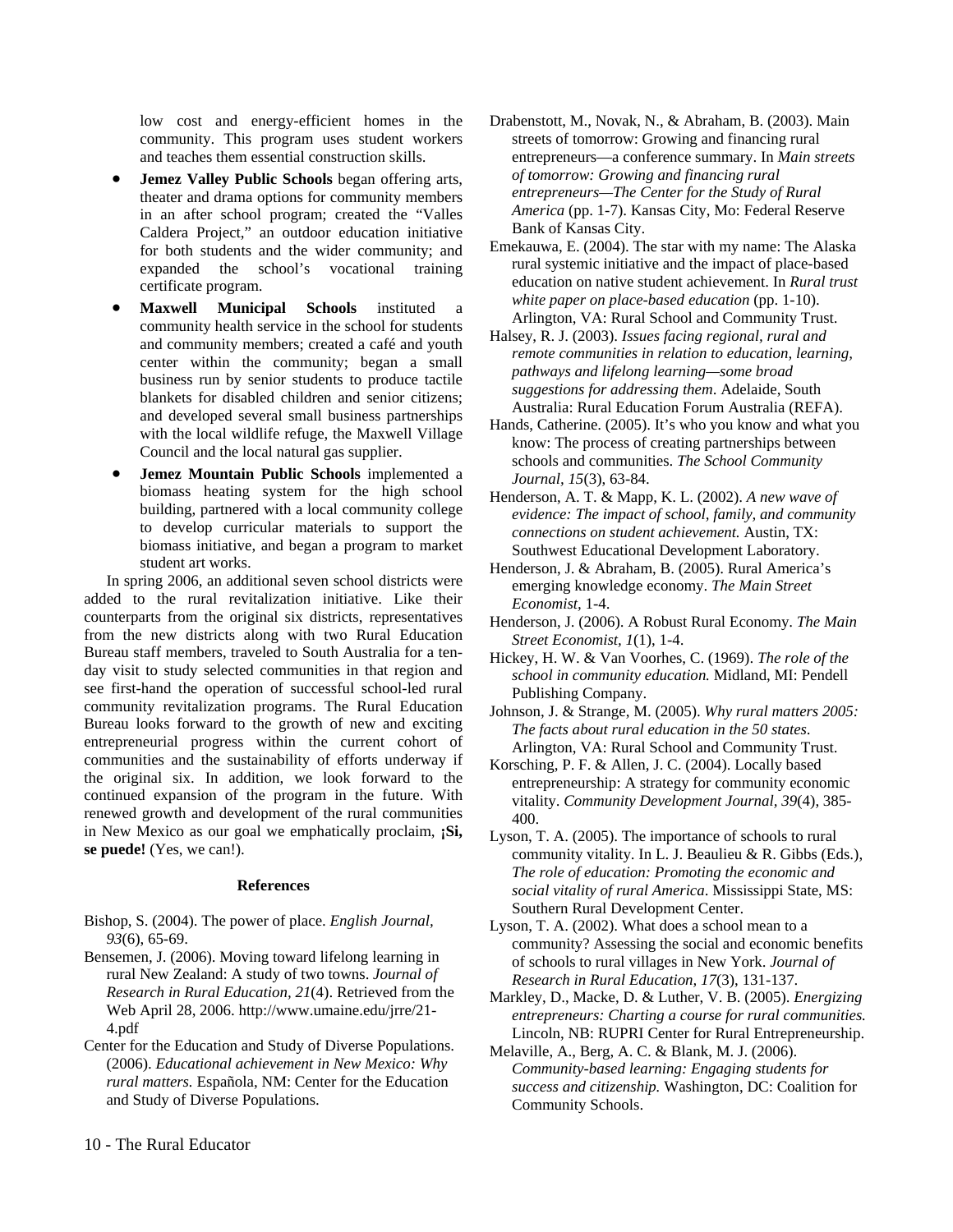low cost and energy-efficient homes in the community. This program uses student workers and teaches them essential construction skills.

- **Jemez Valley Public Schools** began offering arts, theater and drama options for community members in an after school program; created the "Valles Caldera Project," an outdoor education initiative for both students and the wider community; and expanded the school's vocational training certificate program.
- **Maxwell Municipal Schools** instituted a community health service in the school for students and community members; created a café and youth center within the community; began a small business run by senior students to produce tactile blankets for disabled children and senior citizens; and developed several small business partnerships with the local wildlife refuge, the Maxwell Village Council and the local natural gas supplier.
- **Jemez Mountain Public Schools** implemented a biomass heating system for the high school building, partnered with a local community college to develop curricular materials to support the biomass initiative, and began a program to market student art works.

In spring 2006, an additional seven school districts were added to the rural revitalization initiative. Like their counterparts from the original six districts, representatives from the new districts along with two Rural Education Bureau staff members, traveled to South Australia for a ten-day visit to study selected communities in that region and see first-hand the operation of successful school-led rural community revitalization programs. The Rural Education Bureau looks forward to the growth of new and exciting entrepreneurial progress within the current cohort of communities and the sustainability of efforts underway if the original six. In addition, we look forward to the continued expansion of the program in the future. With renewed growth and development of the rural communities in New Mexico as our goal we emphatically proclaim, **¡Si, se puede!** (Yes, we can!).

### References

Bishop, S. (2004). The power of place. *English Journal, 93*(6), 65-69.

Bensemen, J. (2006). Moving toward lifelong learning in rural New Zealand: A study of two towns. *Journal of Research in Rural Education, 21*(4). Retrieved from the Web April 28, 2006. http://www.umaine.edu/jrre/21-4.pdf

Center for the Education and Study of Diverse Populations. (2006). *Educational achievement in New Mexico: Why rural matters.* Española, NM: Center for the Education and Study of Diverse Populations.

Drabenstott, M., Novak, N., & Abraham, B. (2003). Main streets of tomorrow: Growing and financing rural entrepreneurs—a conference summary. In *Main streets of tomorrow: Growing and financing rural entrepreneurs—The Center for the Study of Rural America* (pp. 1-7). Kansas City, Mo: Federal Reserve Bank of Kansas City.

Emekauwa, E. (2004). The star with my name: The Alaska rural systemic initiative and the impact of place-based education on native student achievement. In *Rural trust white paper on place-based education* (pp. 1-10). Arlington, VA: Rural School and Community Trust.

Halsey, R. J. (2003). *Issues facing regional, rural and remote communities in relation to education, learning, pathways and lifelong learning—some broad suggestions for addressing them*. Adelaide, South Australia: Rural Education Forum Australia (REFA).

Hands, Catherine. (2005). It's who you know and what you know: The process of creating partnerships between schools and communities. *The School Community Journal, 15*(3), 63-84.

Henderson, A. T. & Mapp, K. L. (2002). *A new wave of evidence: The impact of school, family, and community connections on student achievement.* Austin, TX: Southwest Educational Development Laboratory.

Henderson, J. & Abraham, B. (2005). Rural America's emerging knowledge economy. *The Main Street Economist,* 1-4.

Henderson, J. (2006). A Robust Rural Economy. *The Main Street Economist, 1*(1), 1-4.

Hickey, H. W. & Van Voorhes, C. (1969). *The role of the school in community education.* Midland, MI: Pendell Publishing Company.

Johnson, J. & Strange, M. (2005). *Why rural matters 2005: The facts about rural education in the 50 states.* Arlington, VA: Rural School and Community Trust.

Korsching, P. F. & Allen, J. C. (2004). Locally based entrepreneurship: A strategy for community economic vitality. *Community Development Journal, 39*(4), 385-400.

Lyson, T. A. (2005). The importance of schools to rural community vitality. In L. J. Beaulieu & R. Gibbs (Eds.), *The role of education: Promoting the economic and social vitality of rural America*. Mississippi State, MS: Southern Rural Development Center.

Lyson, T. A. (2002). What does a school mean to a community? Assessing the social and economic benefits of schools to rural villages in New York. *Journal of Research in Rural Education, 17*(3), 131-137.

Markley, D., Macke, D. & Luther, V. B. (2005). *Energizing entrepreneurs: Charting a course for rural communities.* Lincoln, NB: RUPRI Center for Rural Entrepreneurship.

Melaville, A., Berg, A. C. & Blank, M. J. (2006). *Community-based learning: Engaging students for success and citizenship.* Washington, DC: Coalition for Community Schools.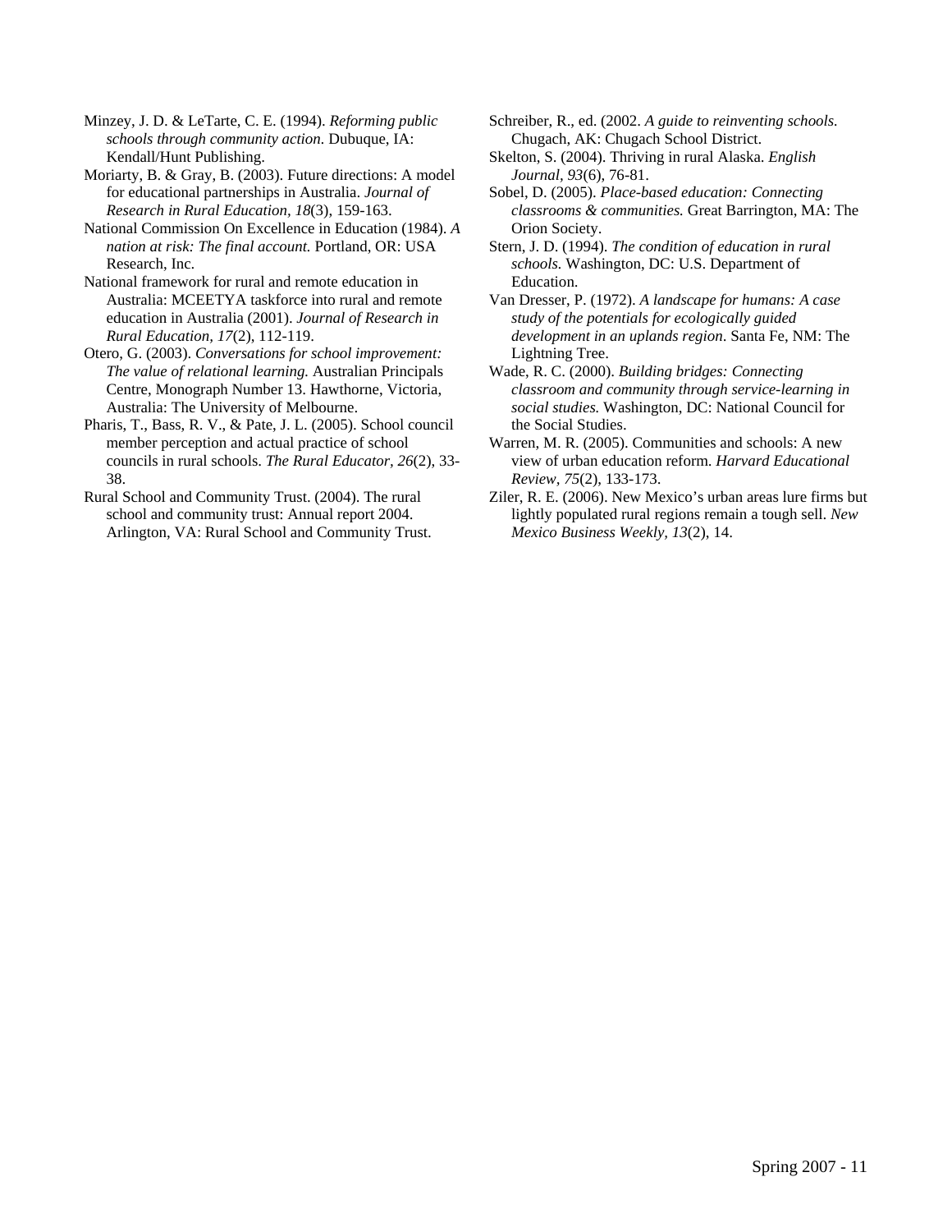Minzey, J. D. & LeTarte, C. E. (1994). *Reforming public schools through community action*. Dubuque, IA: Kendall/Hunt Publishing.

Moriarty, B. & Gray, B. (2003). Future directions: A model for educational partnerships in Australia. *Journal of Research in Rural Education, 18*(3), 159-163.

National Commission On Excellence in Education (1984). *A nation at risk: The final account.* Portland, OR: USA Research, Inc.

National framework for rural and remote education in Australia: MCEETYA taskforce into rural and remote education in Australia (2001). *Journal of Research in Rural Education, 17*(2), 112-119.

Otero, G. (2003). *Conversations for school improvement: The value of relational learning.* Australian Principals Centre, Monograph Number 13. Hawthorne, Victoria, Australia: The University of Melbourne.

Pharis, T., Bass, R. V., & Pate, J. L. (2005). School council member perception and actual practice of school councils in rural schools. *The Rural Educator, 26*(2), 33-38.

Rural School and Community Trust. (2004). The rural school and community trust: Annual report 2004. Arlington, VA: Rural School and Community Trust.

Schreiber, R., ed. (2002. *A guide to reinventing schools.* Chugach, AK: Chugach School District.

Skelton, S. (2004). Thriving in rural Alaska. *English Journal, 93*(6), 76-81.

Sobel, D. (2005). *Place-based education: Connecting classrooms & communities.* Great Barrington, MA: The Orion Society.

Stern, J. D. (1994). *The condition of education in rural schools.* Washington, DC: U.S. Department of Education.

Van Dresser, P. (1972). *A landscape for humans: A case study of the potentials for ecologically guided development in an uplands region*. Santa Fe, NM: The Lightning Tree.

Wade, R. C. (2000). *Building bridges: Connecting classroom and community through service-learning in social studies.* Washington, DC: National Council for the Social Studies.

Warren, M. R. (2005). Communities and schools: A new view of urban education reform. *Harvard Educational Review, 75*(2), 133-173.

Ziler, R. E. (2006). New Mexico's urban areas lure firms but lightly populated rural regions remain a tough sell. *New Mexico Business Weekly, 13*(2), 14.